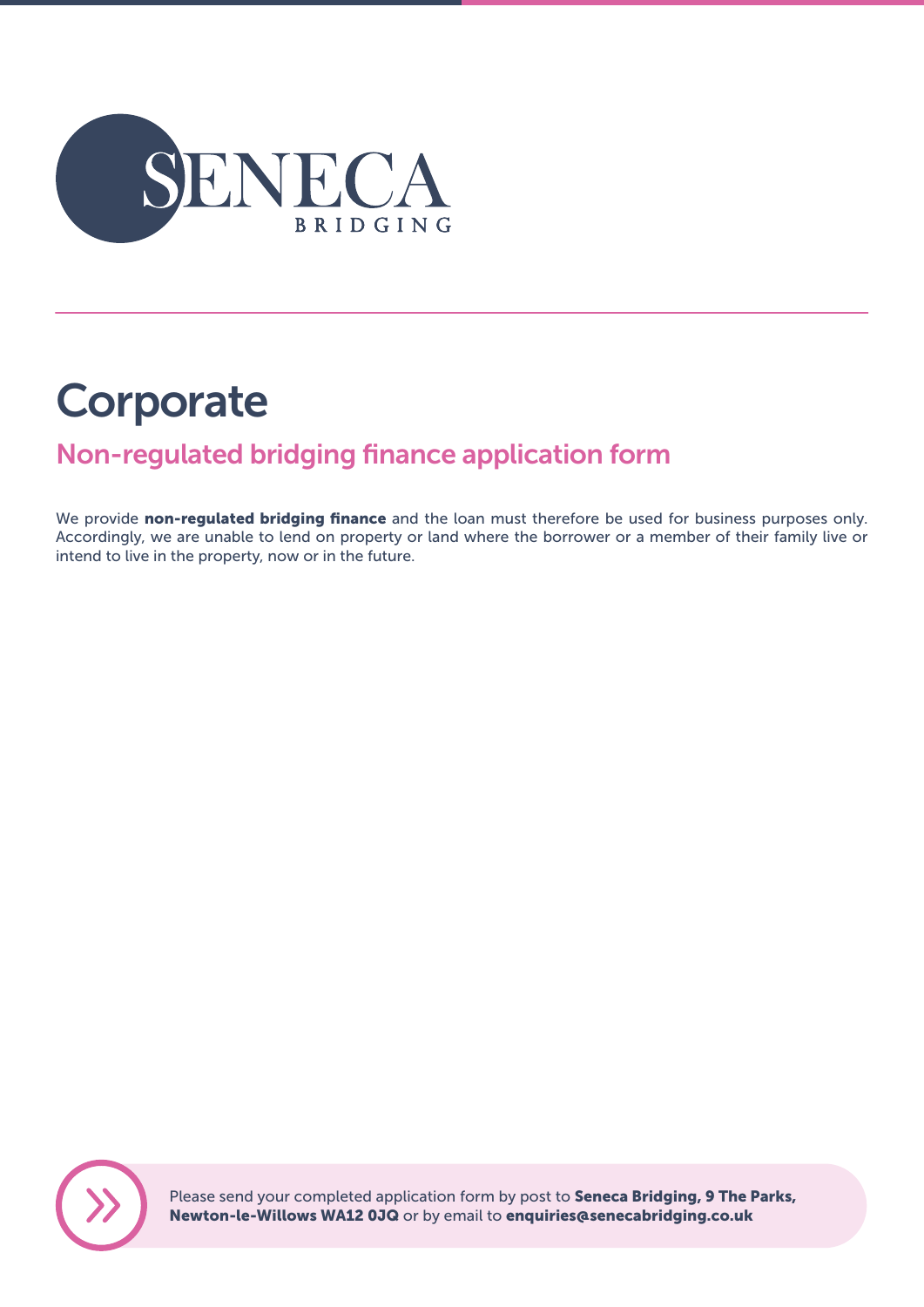SENECA BRIDGING

# Corporate

## Non-regulated bridging finance application form

We provide **non-regulated bridging finance** and the loan must therefore be used for business purposes only. Accordingly, we are unable to lend on property or land where the borrower or a member of their family live or intend to live in the property, now or in the future.

Please send your completed application form by post to **Seneca Bridging, 9 The Parks, Newton-le-Willows WA12 0JQ** or by email to **enquiries@senecabridging.co.uk**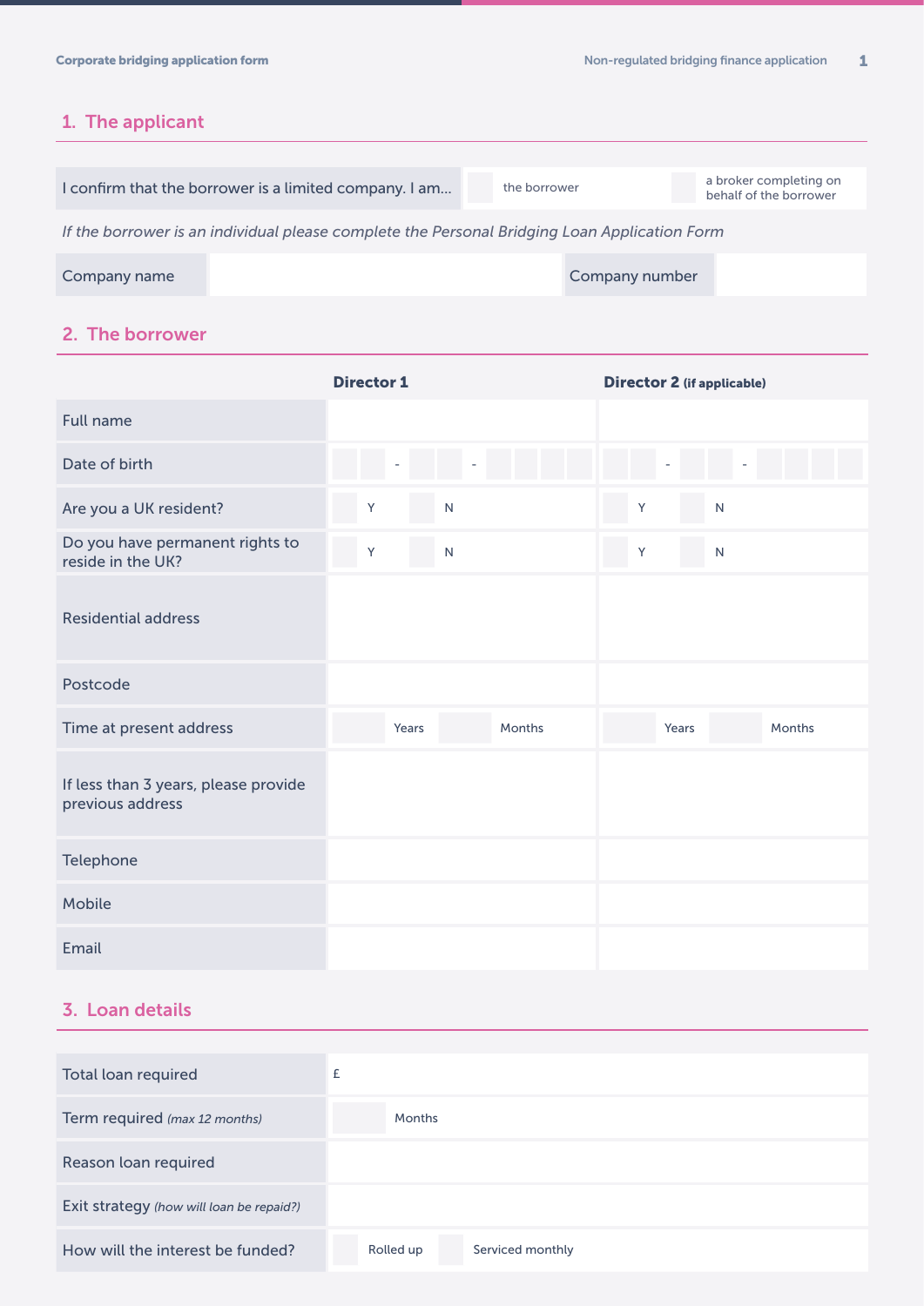## 1. The applicant

| I confirm that the borrower is a limited company. I am... | ☐ the borrower | ☐ a broker completing on behalf of the borrower |
|---|---|---|

*If the borrower is an individual please complete the Personal Bridging Loan Application Form*

| Company name | | Company number | |
|---|---|---|---|

## 2. The borrower

| | **Director 1** | **Director 2** (if applicable) |
|---|---|---|
| Full name | | |
| Date of birth | - - | - - |
| Are you a UK resident? | ☐ Y ☐ N | ☐ Y ☐ N |
| Do you have permanent rights to reside in the UK? | ☐ Y ☐ N | ☐ Y ☐ N |
| Residential address | | |
| Postcode | | |
| Time at present address | Years Months | Years Months |
| If less than 3 years, please provide previous address | | |
| Telephone | | |
| Mobile | | |
| Email | | |

## 3. Loan details

| | |
|---|---|
| Total loan required | £ |
| Term required *(max 12 months)* | Months |
| Reason loan required | |
| Exit strategy *(how will loan be repaid?)* | |
| How will the interest be funded? | ☐ Rolled up ☐ Serviced monthly |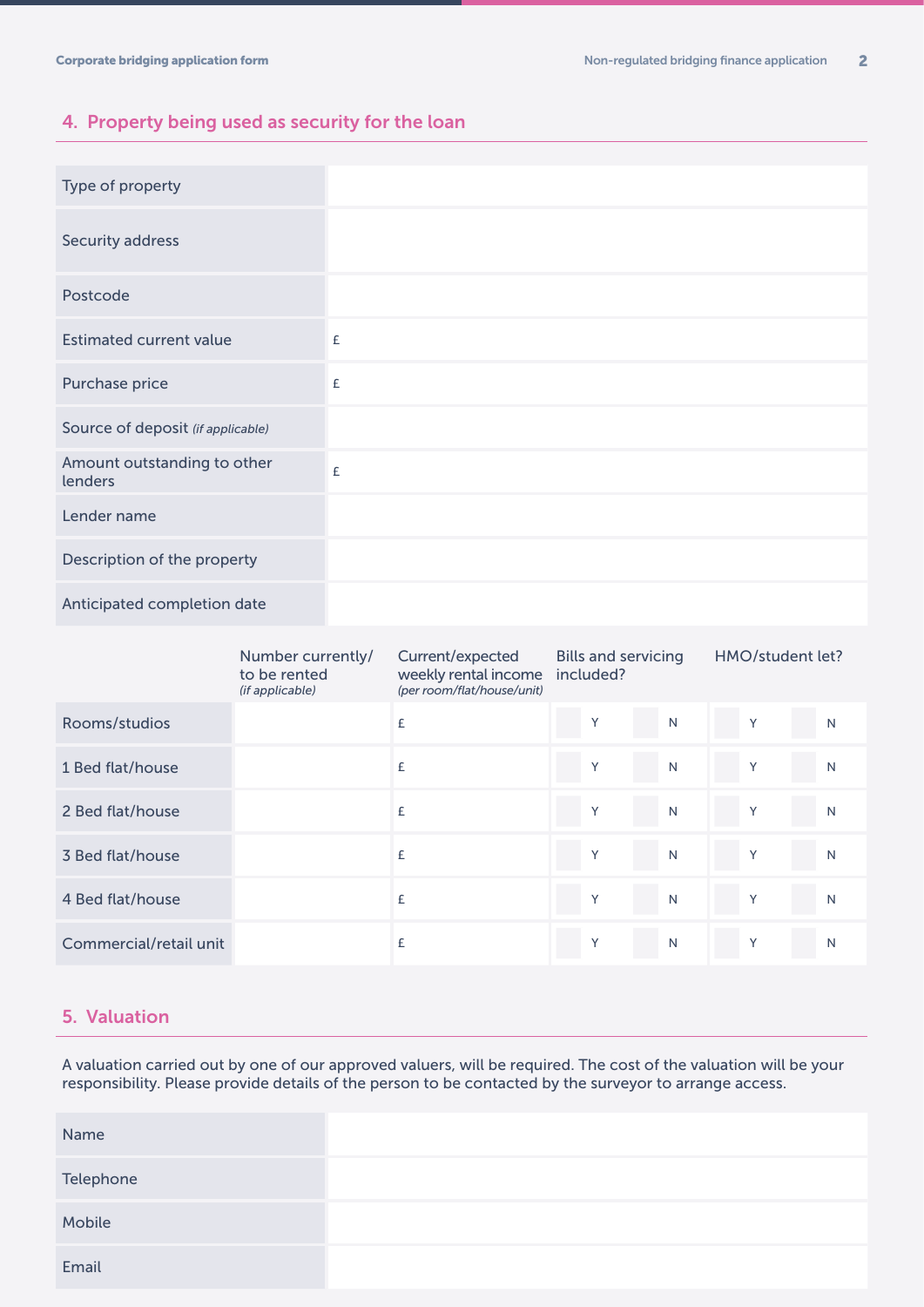## 4. Property being used as security for the loan

| | |
|---|---|
| Type of property | |
| Security address | |
| Postcode | |
| Estimated current value | £ |
| Purchase price | £ |
| Source of deposit *(if applicable)* | |
| Amount outstanding to other lenders | £ |
| Lender name | |
| Description of the property | |
| Anticipated completion date | |

| | Number currently/ to be rented *(if applicable)* | Current/expected weekly rental income *(per room/flat/house/unit)* | Bills and servicing included? | | HMO/student let? | |
|---|---|---|---|---|---|---|
| Rooms/studios | | £ | Y | N | Y | N |
| 1 Bed flat/house | | £ | Y | N | Y | N |
| 2 Bed flat/house | | £ | Y | N | Y | N |
| 3 Bed flat/house | | £ | Y | N | Y | N |
| 4 Bed flat/house | | £ | Y | N | Y | N |
| Commercial/retail unit | | £ | Y | N | Y | N |

## 5. Valuation

A valuation carried out by one of our approved valuers, will be required. The cost of the valuation will be your responsibility. Please provide details of the person to be contacted by the surveyor to arrange access.

| | |
|---|---|
| Name | |
| Telephone | |
| Mobile | |
| Email | |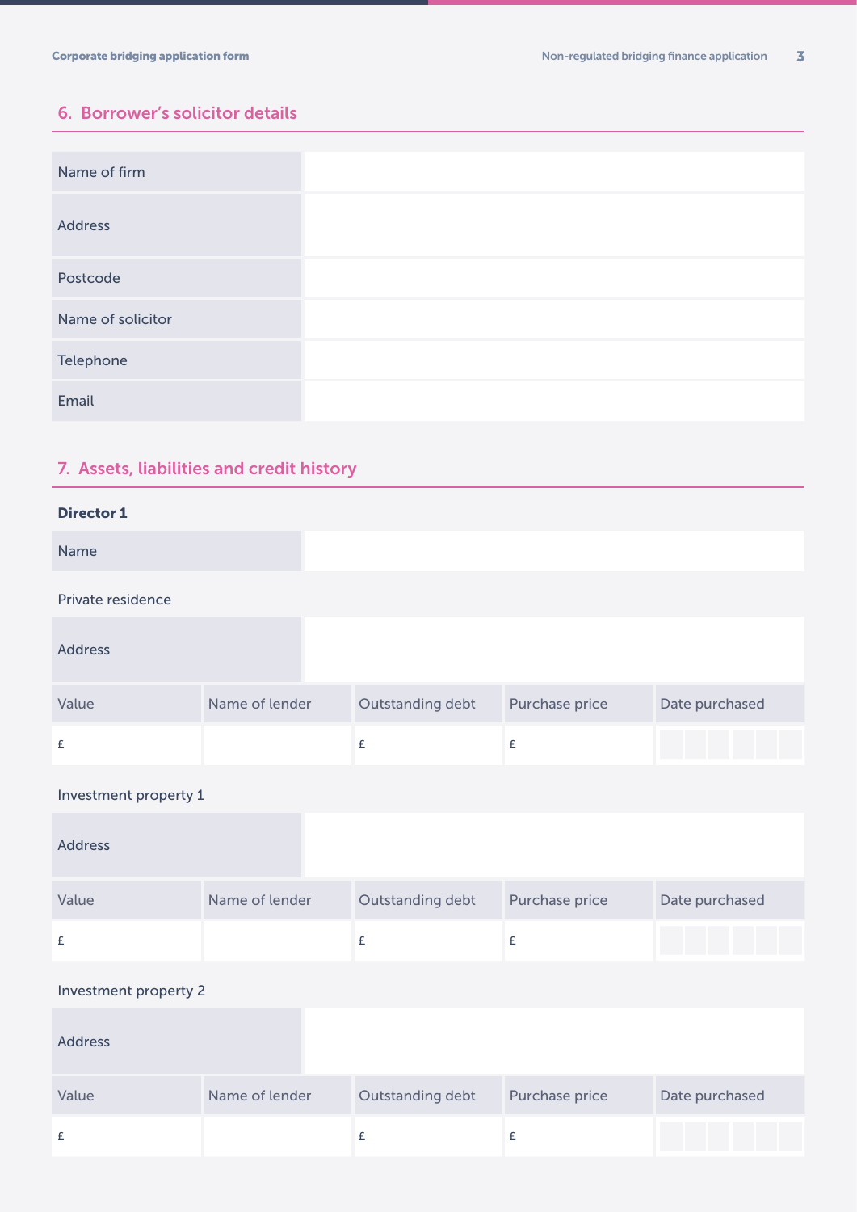## 6. Borrower's solicitor details

| | |
|---|---|
| Name of firm | |
| Address | |
| Postcode | |
| Name of solicitor | |
| Telephone | |
| Email | |

## 7. Assets, liabilities and credit history

**Director 1**

| | |
|---|---|
| Name | |

Private residence

| | |
|---|---|
| Address | |

| Value | Name of lender | Outstanding debt | Purchase price | Date purchased |
|---|---|---|---|---|
| £ | | £ | £ | |

Investment property 1

| | |
|---|---|
| Address | |

| Value | Name of lender | Outstanding debt | Purchase price | Date purchased |
|---|---|---|---|---|
| £ | | £ | £ | |

Investment property 2

| | |
|---|---|
| Address | |

| Value | Name of lender | Outstanding debt | Purchase price | Date purchased |
|---|---|---|---|---|
| £ | | £ | £ | |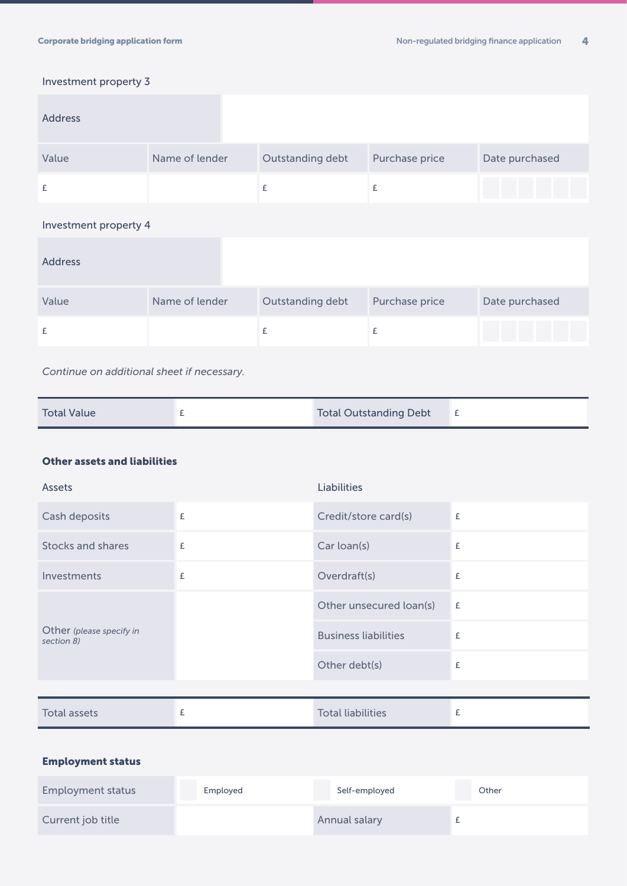Investment property 3

| Address | | | | |
|---|---|---|---|---|
| **Value** | **Name of lender** | **Outstanding debt** | **Purchase price** | **Date purchased** |
| £ | | £ | £ | |

Investment property 4

| Address | | | | |
|---|---|---|---|---|
| **Value** | **Name of lender** | **Outstanding debt** | **Purchase price** | **Date purchased** |
| £ | | £ | £ | |

*Continue on additional sheet if necessary.*

| Total Value | £ | Total Outstanding Debt | £ |
|---|---|---|---|

### Other assets and liabilities

| Assets | | Liabilities | |
|---|---|---|---|
| Cash deposits | £ | Credit/store card(s) | £ |
| Stocks and shares | £ | Car loan(s) | £ |
| Investments | £ | Overdraft(s) | £ |
| Other *(please specify in section 8)* | | Other unsecured loan(s) | £ |
| | | Business liabilities | £ |
| | | Other debt(s) | £ |

| Total assets | £ | Total liabilities | £ |
|---|---|---|---|

### Employment status

| Employment status | ☐ Employed | ☐ Self-employed | ☐ Other |
|---|---|---|---|
| Current job title | | Annual salary | £ |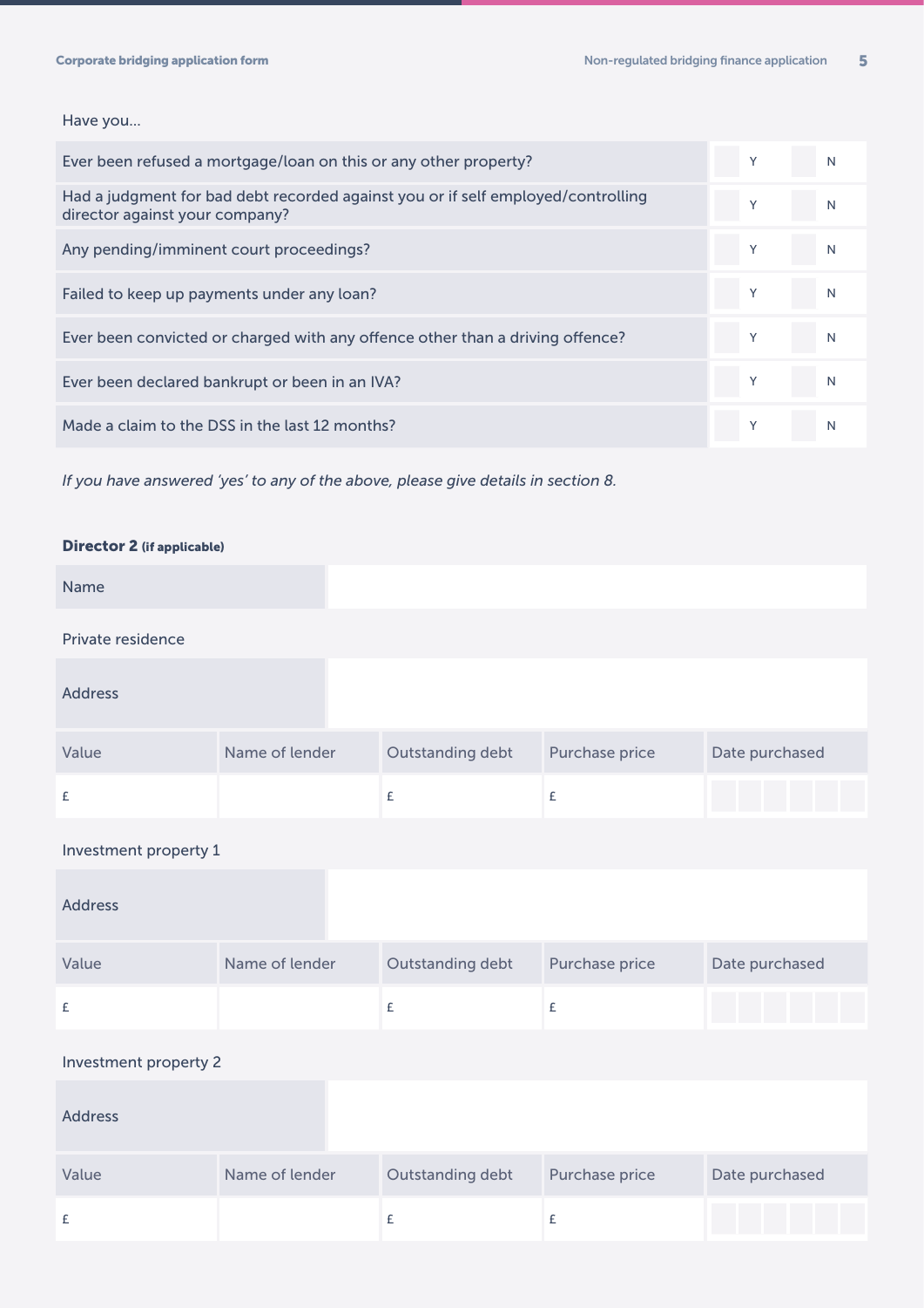Have you...

| | Y | N |
|---|---|---|
| Ever been refused a mortgage/loan on this or any other property? | Y | N |
| Had a judgment for bad debt recorded against you or if self employed/controlling director against your company? | Y | N |
| Any pending/imminent court proceedings? | Y | N |
| Failed to keep up payments under any loan? | Y | N |
| Ever been convicted or charged with any offence other than a driving offence? | Y | N |
| Ever been declared bankrupt or been in an IVA? | Y | N |
| Made a claim to the DSS in the last 12 months? | Y | N |

*If you have answered 'yes' to any of the above, please give details in section 8.*

**Director 2** **(if applicable)**

| Name | |
|---|---|

Private residence

| Address | |
|---|---|

| Value | Name of lender | Outstanding debt | Purchase price | Date purchased |
|---|---|---|---|---|
| £ | | £ | £ | |

Investment property 1

| Address | |
|---|---|

| Value | Name of lender | Outstanding debt | Purchase price | Date purchased |
|---|---|---|---|---|
| £ | | £ | £ | |

Investment property 2

| Address | |
|---|---|

| Value | Name of lender | Outstanding debt | Purchase price | Date purchased |
|---|---|---|---|---|
| £ | | £ | £ | |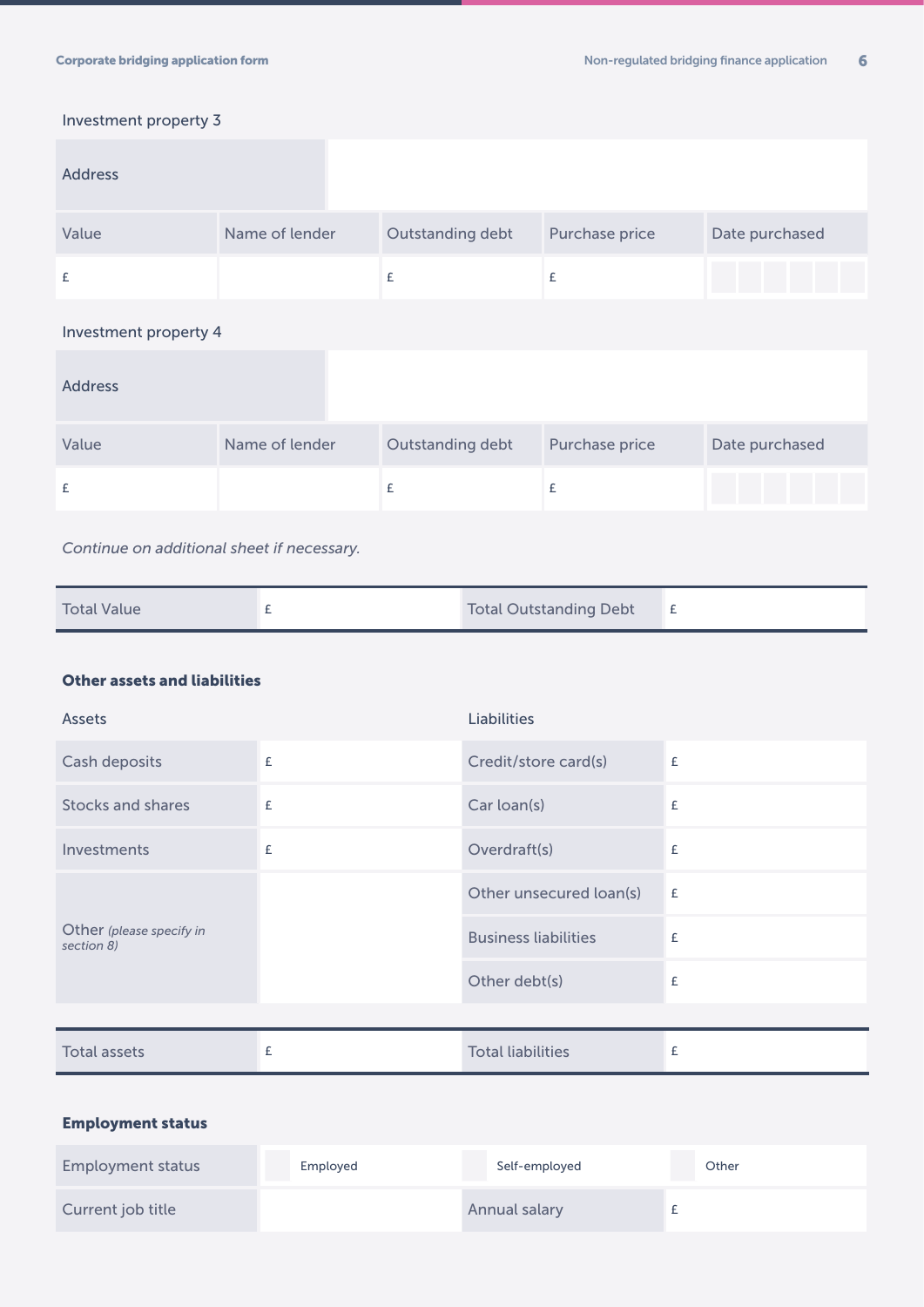Investment property 3

| Address | | | | |
|---|---|---|---|---|
| Value | Name of lender | Outstanding debt | Purchase price | Date purchased |
| £ | | £ | £ | |

Investment property 4

| Address | | | | |
|---|---|---|---|---|
| Value | Name of lender | Outstanding debt | Purchase price | Date purchased |
| £ | | £ | £ | |

*Continue on additional sheet if necessary.*

| Total Value | £ | Total Outstanding Debt | £ |
|---|---|---|---|

**Other assets and liabilities**

| Assets | | Liabilities | |
|---|---|---|---|
| Cash deposits | £ | Credit/store card(s) | £ |
| Stocks and shares | £ | Car loan(s) | £ |
| Investments | £ | Overdraft(s) | £ |
| Other *(please specify in section 8)* | | Other unsecured loan(s) | £ |
| | | Business liabilities | £ |
| | | Other debt(s) | £ |

| Total assets | £ | Total liabilities | £ |
|---|---|---|---|

**Employment status**

| Employment status | ☐ Employed | ☐ Self-employed | ☐ Other |
|---|---|---|---|
| Current job title | | Annual salary | £ |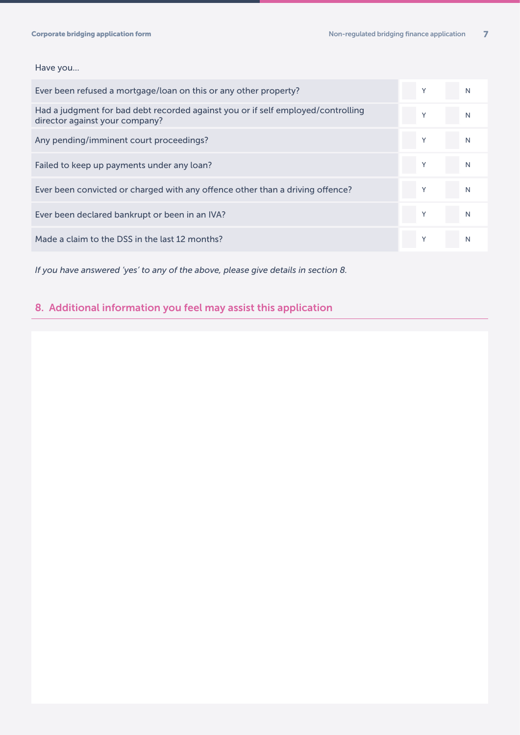Have you…

| Question | Y | N |
| --- | --- | --- |
| Ever been refused a mortgage/loan on this or any other property? | Y | N |
| Had a judgment for bad debt recorded against you or if self employed/controlling director against your company? | Y | N |
| Any pending/imminent court proceedings? | Y | N |
| Failed to keep up payments under any loan? | Y | N |
| Ever been convicted or charged with any offence other than a driving offence? | Y | N |
| Ever been declared bankrupt or been in an IVA? | Y | N |
| Made a claim to the DSS in the last 12 months? | Y | N |

*If you have answered 'yes' to any of the above, please give details in section 8.*

## 8. Additional information you feel may assist this application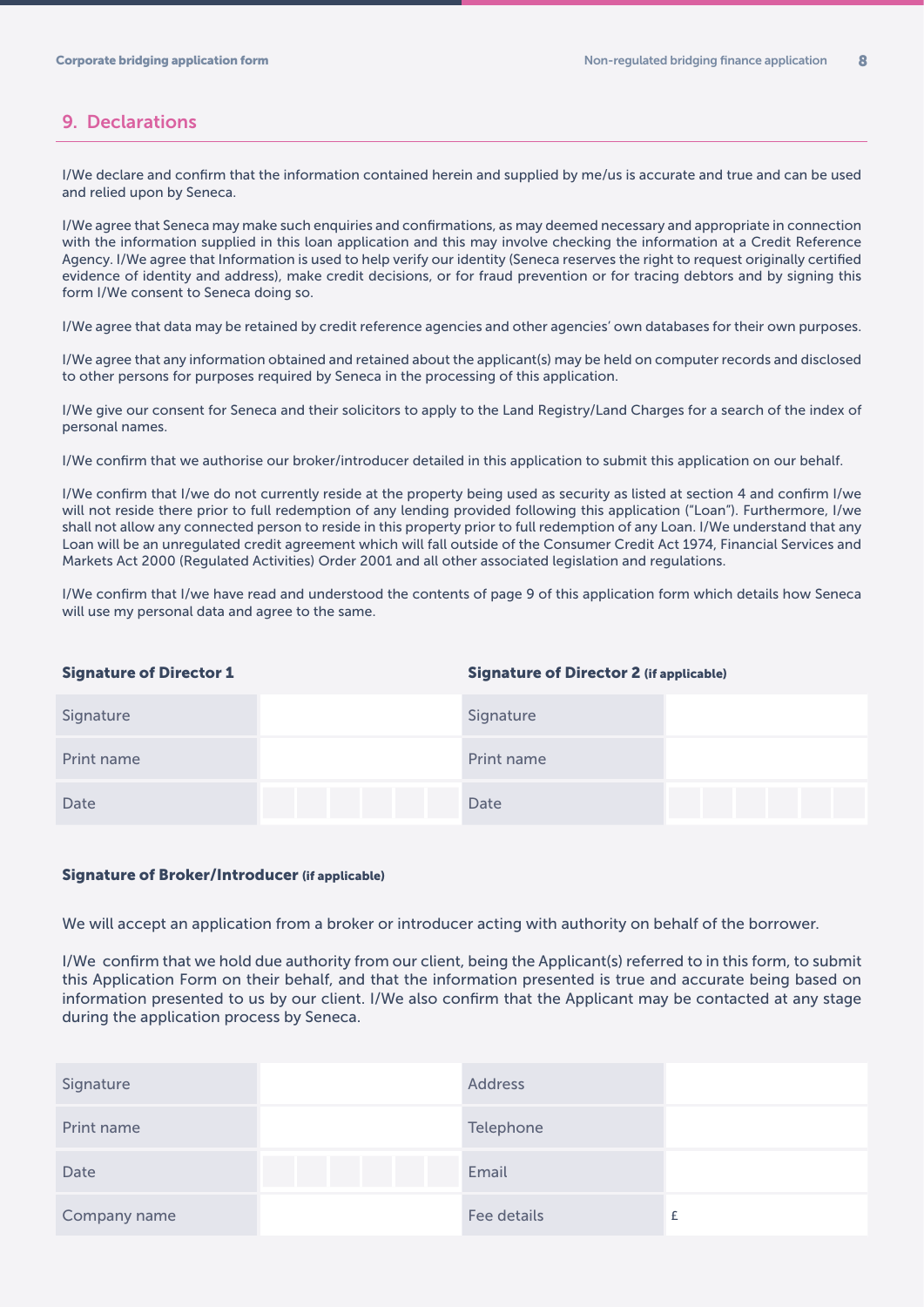## 9. Declarations

I/We declare and confirm that the information contained herein and supplied by me/us is accurate and true and can be used and relied upon by Seneca.

I/We agree that Seneca may make such enquiries and confirmations, as may deemed necessary and appropriate in connection with the information supplied in this loan application and this may involve checking the information at a Credit Reference Agency. I/We agree that Information is used to help verify our identity (Seneca reserves the right to request originally certified evidence of identity and address), make credit decisions, or for fraud prevention or for tracing debtors and by signing this form I/We consent to Seneca doing so.

I/We agree that data may be retained by credit reference agencies and other agencies' own databases for their own purposes.

I/We agree that any information obtained and retained about the applicant(s) may be held on computer records and disclosed to other persons for purposes required by Seneca in the processing of this application.

I/We give our consent for Seneca and their solicitors to apply to the Land Registry/Land Charges for a search of the index of personal names.

I/We confirm that we authorise our broker/introducer detailed in this application to submit this application on our behalf.

I/We confirm that I/we do not currently reside at the property being used as security as listed at section 4 and confirm I/we will not reside there prior to full redemption of any lending provided following this application ("Loan"). Furthermore, I/we shall not allow any connected person to reside in this property prior to full redemption of any Loan. I/We understand that any Loan will be an unregulated credit agreement which will fall outside of the Consumer Credit Act 1974, Financial Services and Markets Act 2000 (Regulated Activities) Order 2001 and all other associated legislation and regulations.

I/We confirm that I/we have read and understood the contents of page 9 of this application form which details how Seneca will use my personal data and agree to the same.

| **Signature of Director 1** | | **Signature of Director 2** (if applicable) | |
|---|---|---|---|
| Signature | | Signature | |
| Print name | | Print name | |
| Date | | Date | |

### Signature of Broker/Introducer (if applicable)

We will accept an application from a broker or introducer acting with authority on behalf of the borrower.

I/We confirm that we hold due authority from our client, being the Applicant(s) referred to in this form, to submit this Application Form on their behalf, and that the information presented is true and accurate being based on information presented to us by our client. I/We also confirm that the Applicant may be contacted at any stage during the application process by Seneca.

| | | | |
|---|---|---|---|
| Signature | | Address | |
| Print name | | Telephone | |
| Date | | Email | |
| Company name | | Fee details | £ |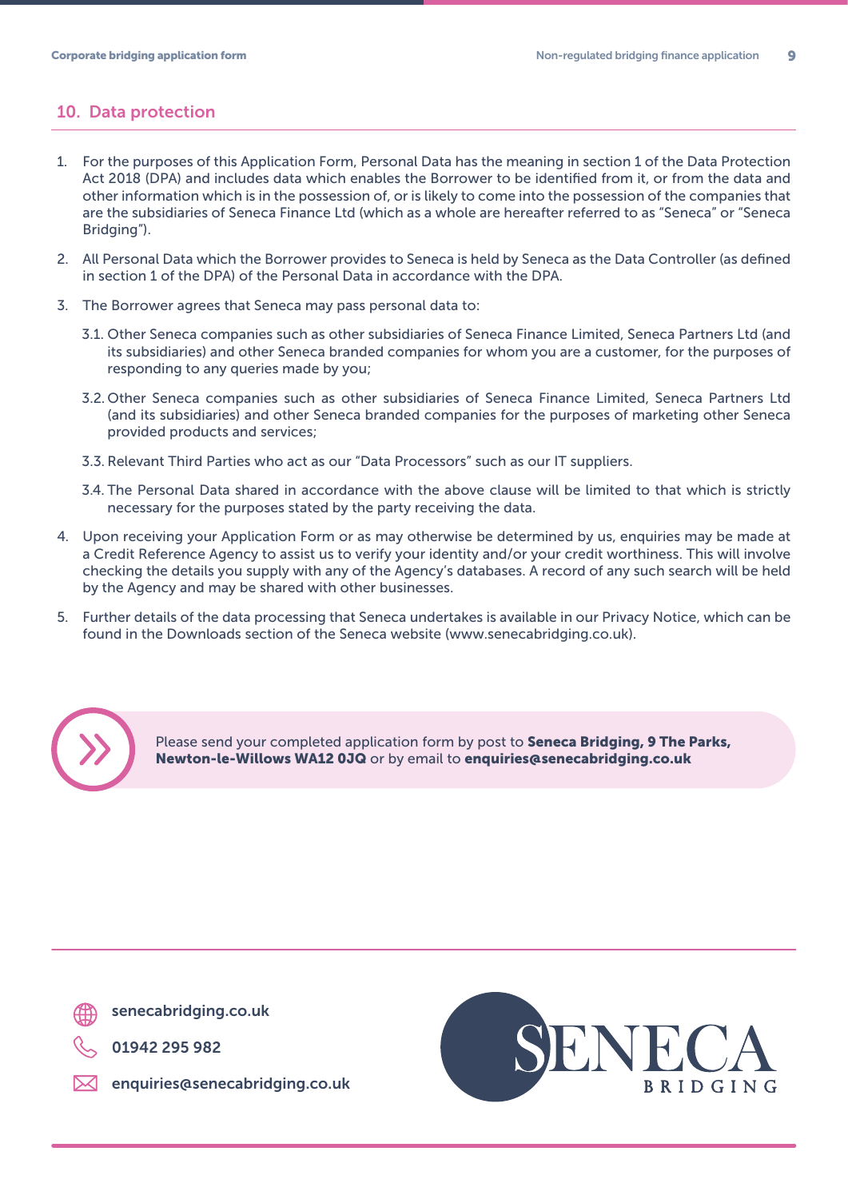## 10. Data protection

1. For the purposes of this Application Form, Personal Data has the meaning in section 1 of the Data Protection Act 2018 (DPA) and includes data which enables the Borrower to be identified from it, or from the data and other information which is in the possession of, or is likely to come into the possession of the companies that are the subsidiaries of Seneca Finance Ltd (which as a whole are hereafter referred to as "Seneca" or "Seneca Bridging").

2. All Personal Data which the Borrower provides to Seneca is held by Seneca as the Data Controller (as defined in section 1 of the DPA) of the Personal Data in accordance with the DPA.

3. The Borrower agrees that Seneca may pass personal data to:

   3.1. Other Seneca companies such as other subsidiaries of Seneca Finance Limited, Seneca Partners Ltd (and its subsidiaries) and other Seneca branded companies for whom you are a customer, for the purposes of responding to any queries made by you;

   3.2. Other Seneca companies such as other subsidiaries of Seneca Finance Limited, Seneca Partners Ltd (and its subsidiaries) and other Seneca branded companies for the purposes of marketing other Seneca provided products and services;

   3.3. Relevant Third Parties who act as our "Data Processors" such as our IT suppliers.

   3.4. The Personal Data shared in accordance with the above clause will be limited to that which is strictly necessary for the purposes stated by the party receiving the data.

4. Upon receiving your Application Form or as may otherwise be determined by us, enquiries may be made at a Credit Reference Agency to assist us to verify your identity and/or your credit worthiness. This will involve checking the details you supply with any of the Agency's databases. A record of any such search will be held by the Agency and may be shared with other businesses.

5. Further details of the data processing that Seneca undertakes is available in our Privacy Notice, which can be found in the Downloads section of the Seneca website (www.senecabridging.co.uk).

Please send your completed application form by post to **Seneca Bridging, 9 The Parks, Newton-le-Willows WA12 0JQ** or by email to **enquiries@senecabridging.co.uk**

senecabridging.co.uk

01942 295 982

enquiries@senecabridging.co.uk

SENECA BRIDGING